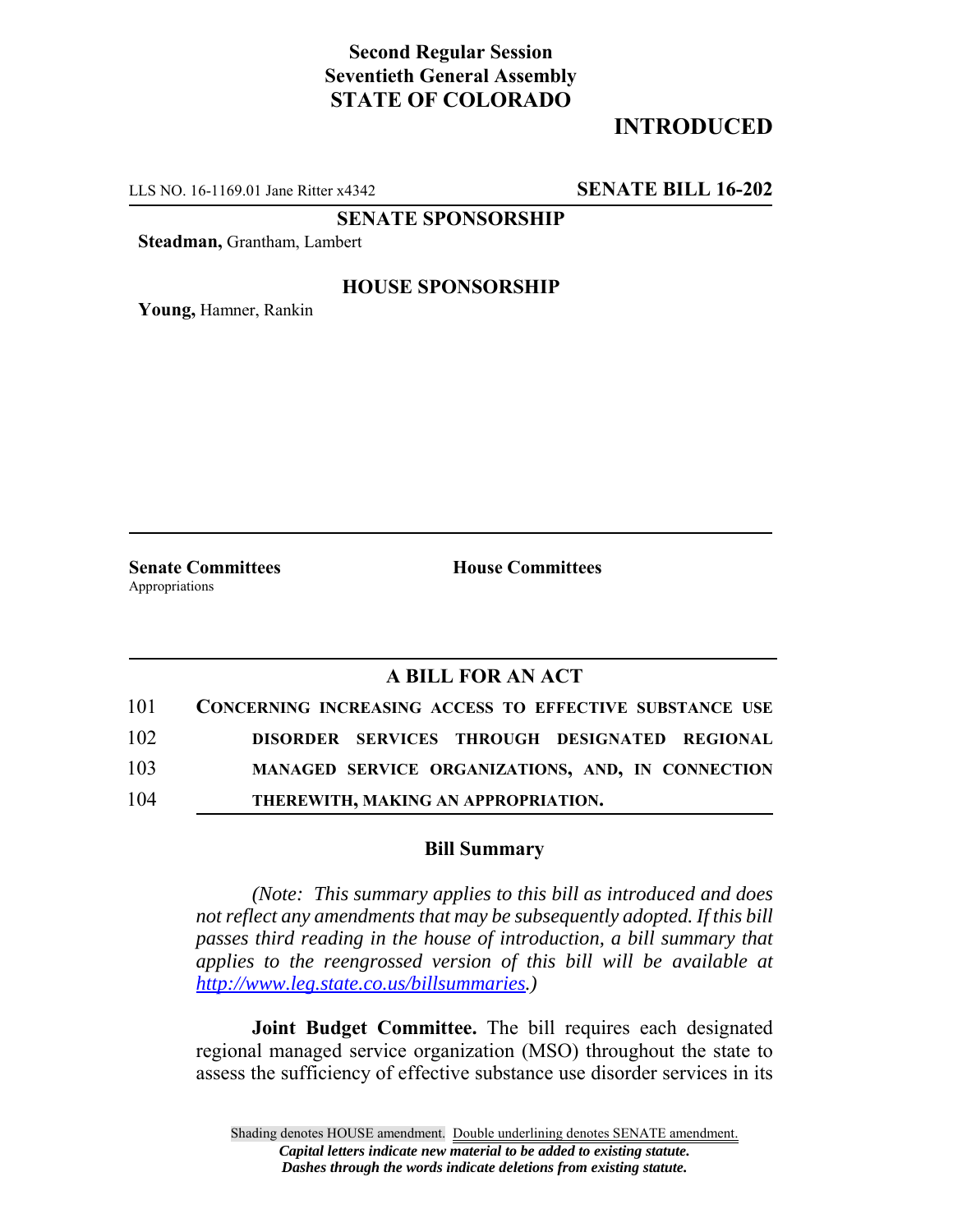**Second Regular Session**
**Seventieth General Assembly**
**STATE OF COLORADO**

**INTRODUCED**

LLS NO. 16-1169.01 Jane Ritter x4342 **SENATE BILL 16-202**

**SENATE SPONSORSHIP**

**Steadman,** Grantham, Lambert

**HOUSE SPONSORSHIP**

**Young,** Hamner, Rankin

**Senate Committees**
Appropriations

**House Committees**

## A BILL FOR AN ACT

101 **CONCERNING INCREASING ACCESS TO EFFECTIVE SUBSTANCE USE**
102 **DISORDER SERVICES THROUGH DESIGNATED REGIONAL**
103 **MANAGED SERVICE ORGANIZATIONS, AND, IN CONNECTION**
104 **THEREWITH, MAKING AN APPROPRIATION.**

### Bill Summary

*(Note: This summary applies to this bill as introduced and does not reflect any amendments that may be subsequently adopted. If this bill passes third reading in the house of introduction, a bill summary that applies to the reengrossed version of this bill will be available at http://www.leg.state.co.us/billsummaries.)*

**Joint Budget Committee.** The bill requires each designated regional managed service organization (MSO) throughout the state to assess the sufficiency of effective substance use disorder services in its

Shading denotes HOUSE amendment. Double underlining denotes SENATE amendment.
*Capital letters indicate new material to be added to existing statute.*
*Dashes through the words indicate deletions from existing statute.*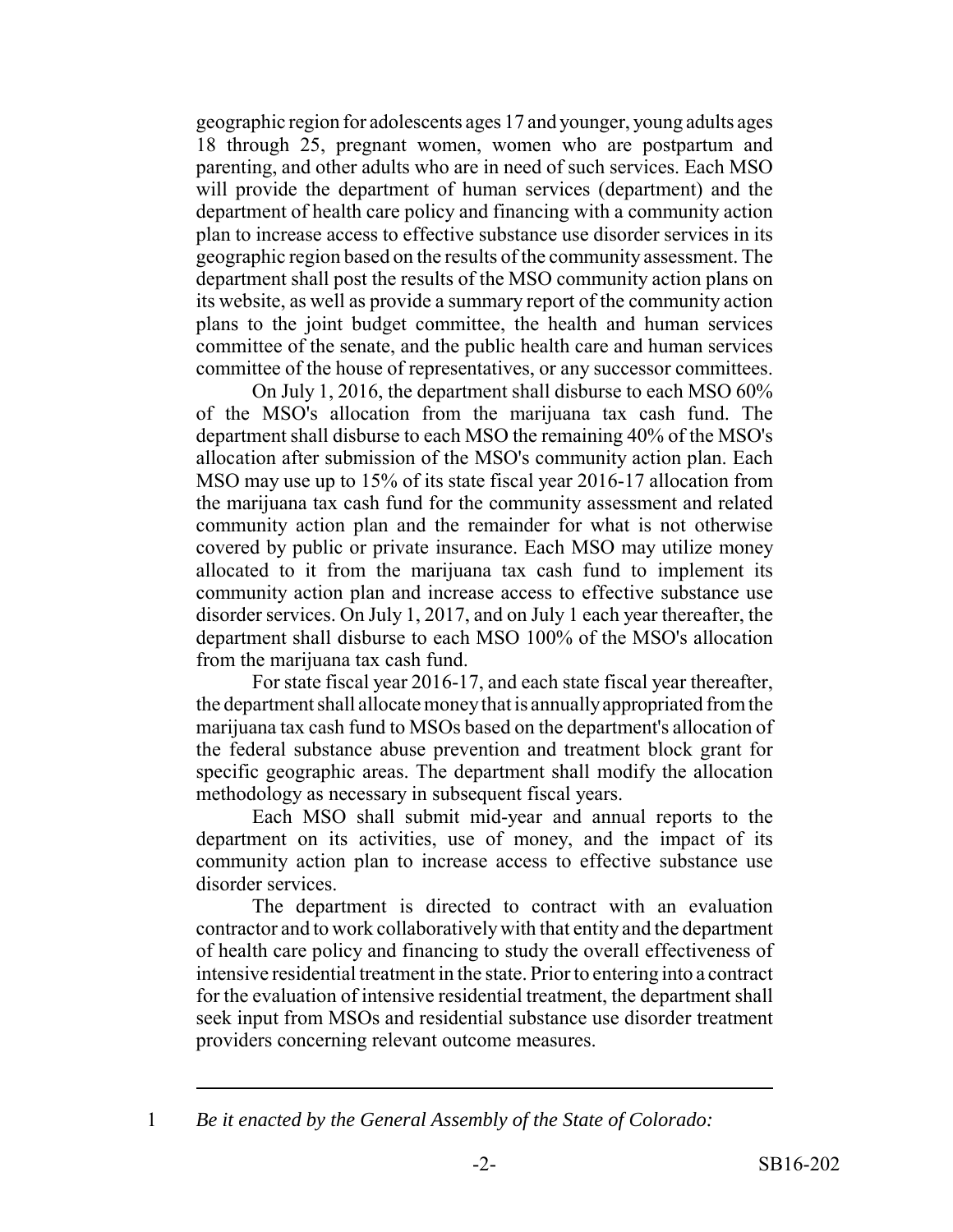geographic region for adolescents ages 17 and younger, young adults ages 18 through 25, pregnant women, women who are postpartum and parenting, and other adults who are in need of such services. Each MSO will provide the department of human services (department) and the department of health care policy and financing with a community action plan to increase access to effective substance use disorder services in its geographic region based on the results of the community assessment. The department shall post the results of the MSO community action plans on its website, as well as provide a summary report of the community action plans to the joint budget committee, the health and human services committee of the senate, and the public health care and human services committee of the house of representatives, or any successor committees.

On July 1, 2016, the department shall disburse to each MSO 60% of the MSO's allocation from the marijuana tax cash fund. The department shall disburse to each MSO the remaining 40% of the MSO's allocation after submission of the MSO's community action plan. Each MSO may use up to 15% of its state fiscal year 2016-17 allocation from the marijuana tax cash fund for the community assessment and related community action plan and the remainder for what is not otherwise covered by public or private insurance. Each MSO may utilize money allocated to it from the marijuana tax cash fund to implement its community action plan and increase access to effective substance use disorder services. On July 1, 2017, and on July 1 each year thereafter, the department shall disburse to each MSO 100% of the MSO's allocation from the marijuana tax cash fund.

For state fiscal year 2016-17, and each state fiscal year thereafter, the department shall allocate money that is annually appropriated from the marijuana tax cash fund to MSOs based on the department's allocation of the federal substance abuse prevention and treatment block grant for specific geographic areas. The department shall modify the allocation methodology as necessary in subsequent fiscal years.

Each MSO shall submit mid-year and annual reports to the department on its activities, use of money, and the impact of its community action plan to increase access to effective substance use disorder services.

The department is directed to contract with an evaluation contractor and to work collaboratively with that entity and the department of health care policy and financing to study the overall effectiveness of intensive residential treatment in the state. Prior to entering into a contract for the evaluation of intensive residential treatment, the department shall seek input from MSOs and residential substance use disorder treatment providers concerning relevant outcome measures.

---

1 *Be it enacted by the General Assembly of the State of Colorado:*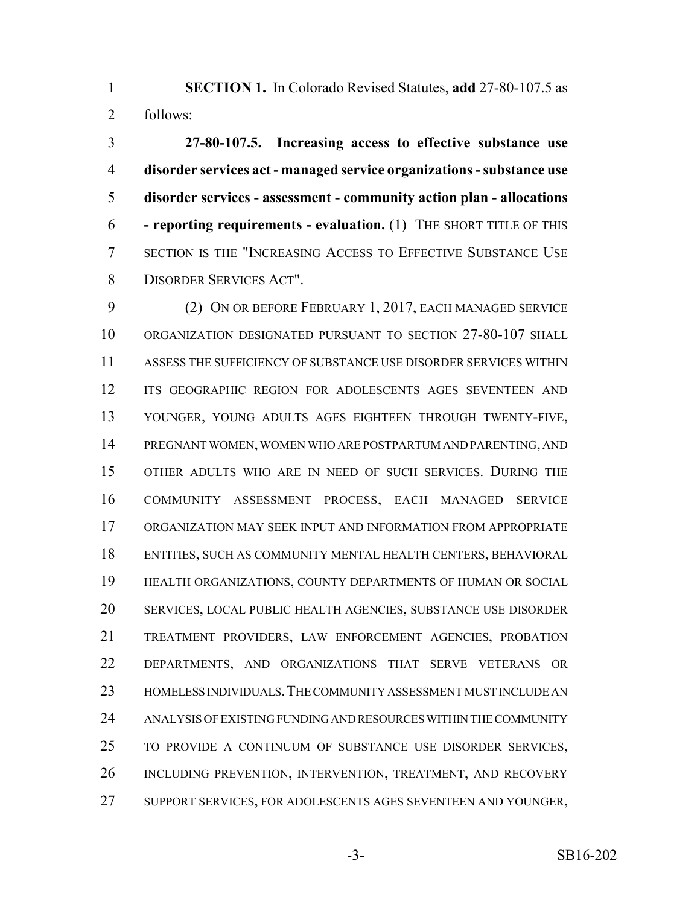**SECTION 1.** In Colorado Revised Statutes, **add** 27-80-107.5 as follows:

**27-80-107.5. Increasing access to effective substance use disorder services act - managed service organizations - substance use disorder services - assessment - community action plan - allocations - reporting requirements - evaluation.** (1) THE SHORT TITLE OF THIS SECTION IS THE "INCREASING ACCESS TO EFFECTIVE SUBSTANCE USE DISORDER SERVICES ACT".

(2) ON OR BEFORE FEBRUARY 1, 2017, EACH MANAGED SERVICE ORGANIZATION DESIGNATED PURSUANT TO SECTION 27-80-107 SHALL ASSESS THE SUFFICIENCY OF SUBSTANCE USE DISORDER SERVICES WITHIN ITS GEOGRAPHIC REGION FOR ADOLESCENTS AGES SEVENTEEN AND YOUNGER, YOUNG ADULTS AGES EIGHTEEN THROUGH TWENTY-FIVE, PREGNANT WOMEN, WOMEN WHO ARE POSTPARTUM AND PARENTING, AND OTHER ADULTS WHO ARE IN NEED OF SUCH SERVICES. DURING THE COMMUNITY ASSESSMENT PROCESS, EACH MANAGED SERVICE ORGANIZATION MAY SEEK INPUT AND INFORMATION FROM APPROPRIATE ENTITIES, SUCH AS COMMUNITY MENTAL HEALTH CENTERS, BEHAVIORAL HEALTH ORGANIZATIONS, COUNTY DEPARTMENTS OF HUMAN OR SOCIAL SERVICES, LOCAL PUBLIC HEALTH AGENCIES, SUBSTANCE USE DISORDER TREATMENT PROVIDERS, LAW ENFORCEMENT AGENCIES, PROBATION DEPARTMENTS, AND ORGANIZATIONS THAT SERVE VETERANS OR HOMELESS INDIVIDUALS. THE COMMUNITY ASSESSMENT MUST INCLUDE AN ANALYSIS OF EXISTING FUNDING AND RESOURCES WITHIN THE COMMUNITY TO PROVIDE A CONTINUUM OF SUBSTANCE USE DISORDER SERVICES, INCLUDING PREVENTION, INTERVENTION, TREATMENT, AND RECOVERY SUPPORT SERVICES, FOR ADOLESCENTS AGES SEVENTEEN AND YOUNGER,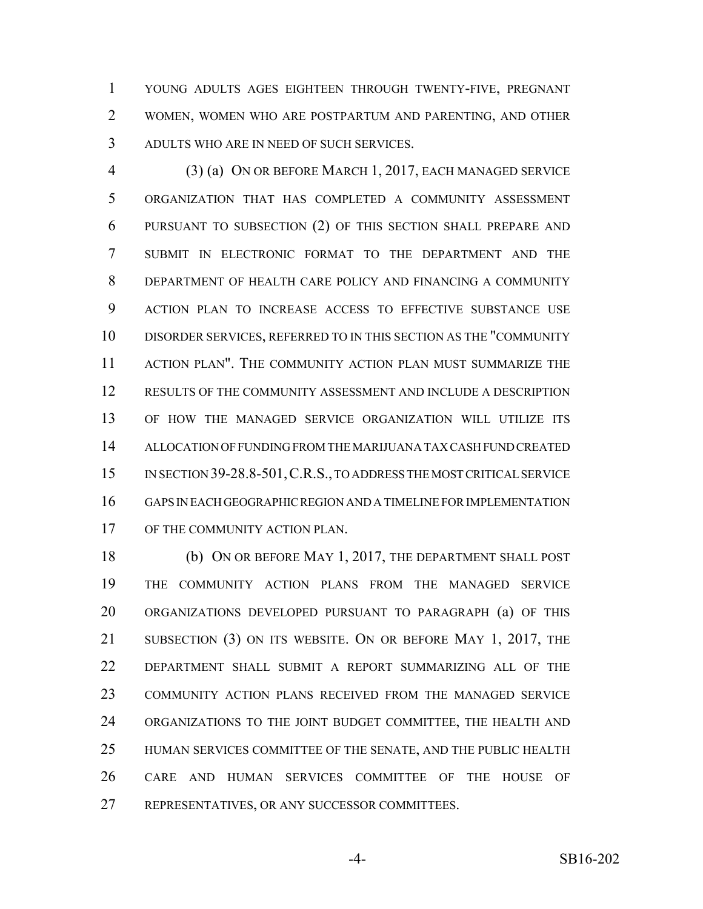YOUNG ADULTS AGES EIGHTEEN THROUGH TWENTY-FIVE, PREGNANT WOMEN, WOMEN WHO ARE POSTPARTUM AND PARENTING, AND OTHER ADULTS WHO ARE IN NEED OF SUCH SERVICES.

(3) (a) ON OR BEFORE MARCH 1, 2017, EACH MANAGED SERVICE ORGANIZATION THAT HAS COMPLETED A COMMUNITY ASSESSMENT PURSUANT TO SUBSECTION (2) OF THIS SECTION SHALL PREPARE AND SUBMIT IN ELECTRONIC FORMAT TO THE DEPARTMENT AND THE DEPARTMENT OF HEALTH CARE POLICY AND FINANCING A COMMUNITY ACTION PLAN TO INCREASE ACCESS TO EFFECTIVE SUBSTANCE USE DISORDER SERVICES, REFERRED TO IN THIS SECTION AS THE "COMMUNITY ACTION PLAN". THE COMMUNITY ACTION PLAN MUST SUMMARIZE THE RESULTS OF THE COMMUNITY ASSESSMENT AND INCLUDE A DESCRIPTION OF HOW THE MANAGED SERVICE ORGANIZATION WILL UTILIZE ITS ALLOCATION OF FUNDING FROM THE MARIJUANA TAX CASH FUND CREATED IN SECTION 39-28.8-501, C.R.S., TO ADDRESS THE MOST CRITICAL SERVICE GAPS IN EACH GEOGRAPHIC REGION AND A TIMELINE FOR IMPLEMENTATION OF THE COMMUNITY ACTION PLAN.

(b) ON OR BEFORE MAY 1, 2017, THE DEPARTMENT SHALL POST THE COMMUNITY ACTION PLANS FROM THE MANAGED SERVICE ORGANIZATIONS DEVELOPED PURSUANT TO PARAGRAPH (a) OF THIS SUBSECTION (3) ON ITS WEBSITE. ON OR BEFORE MAY 1, 2017, THE DEPARTMENT SHALL SUBMIT A REPORT SUMMARIZING ALL OF THE COMMUNITY ACTION PLANS RECEIVED FROM THE MANAGED SERVICE ORGANIZATIONS TO THE JOINT BUDGET COMMITTEE, THE HEALTH AND HUMAN SERVICES COMMITTEE OF THE SENATE, AND THE PUBLIC HEALTH CARE AND HUMAN SERVICES COMMITTEE OF THE HOUSE OF REPRESENTATIVES, OR ANY SUCCESSOR COMMITTEES.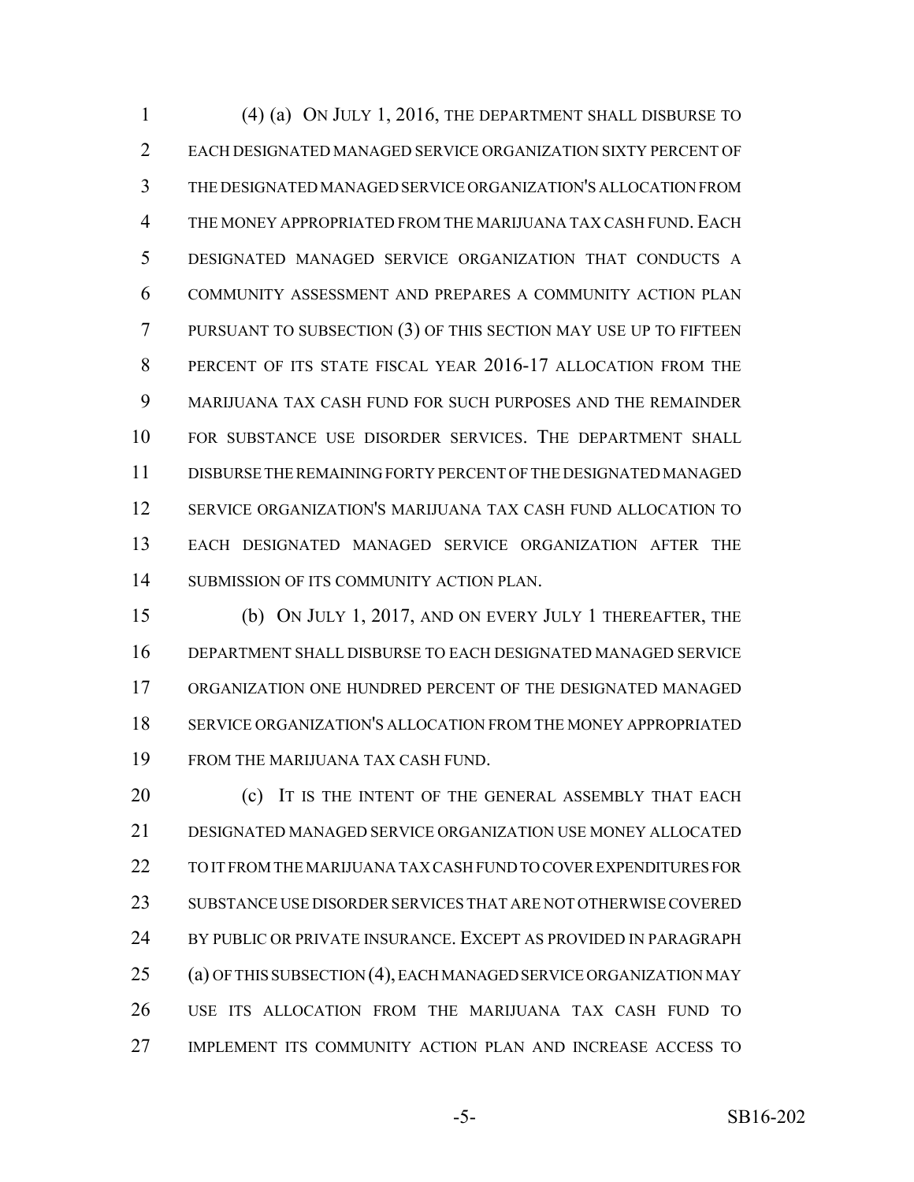(4) (a) ON JULY 1, 2016, THE DEPARTMENT SHALL DISBURSE TO EACH DESIGNATED MANAGED SERVICE ORGANIZATION SIXTY PERCENT OF THE DESIGNATED MANAGED SERVICE ORGANIZATION'S ALLOCATION FROM THE MONEY APPROPRIATED FROM THE MARIJUANA TAX CASH FUND. EACH DESIGNATED MANAGED SERVICE ORGANIZATION THAT CONDUCTS A COMMUNITY ASSESSMENT AND PREPARES A COMMUNITY ACTION PLAN PURSUANT TO SUBSECTION (3) OF THIS SECTION MAY USE UP TO FIFTEEN PERCENT OF ITS STATE FISCAL YEAR 2016-17 ALLOCATION FROM THE MARIJUANA TAX CASH FUND FOR SUCH PURPOSES AND THE REMAINDER FOR SUBSTANCE USE DISORDER SERVICES. THE DEPARTMENT SHALL DISBURSE THE REMAINING FORTY PERCENT OF THE DESIGNATED MANAGED SERVICE ORGANIZATION'S MARIJUANA TAX CASH FUND ALLOCATION TO EACH DESIGNATED MANAGED SERVICE ORGANIZATION AFTER THE SUBMISSION OF ITS COMMUNITY ACTION PLAN.

(b) ON JULY 1, 2017, AND ON EVERY JULY 1 THEREAFTER, THE DEPARTMENT SHALL DISBURSE TO EACH DESIGNATED MANAGED SERVICE ORGANIZATION ONE HUNDRED PERCENT OF THE DESIGNATED MANAGED SERVICE ORGANIZATION'S ALLOCATION FROM THE MONEY APPROPRIATED FROM THE MARIJUANA TAX CASH FUND.

(c) IT IS THE INTENT OF THE GENERAL ASSEMBLY THAT EACH DESIGNATED MANAGED SERVICE ORGANIZATION USE MONEY ALLOCATED TO IT FROM THE MARIJUANA TAX CASH FUND TO COVER EXPENDITURES FOR SUBSTANCE USE DISORDER SERVICES THAT ARE NOT OTHERWISE COVERED BY PUBLIC OR PRIVATE INSURANCE. EXCEPT AS PROVIDED IN PARAGRAPH (a) OF THIS SUBSECTION (4), EACH MANAGED SERVICE ORGANIZATION MAY USE ITS ALLOCATION FROM THE MARIJUANA TAX CASH FUND TO IMPLEMENT ITS COMMUNITY ACTION PLAN AND INCREASE ACCESS TO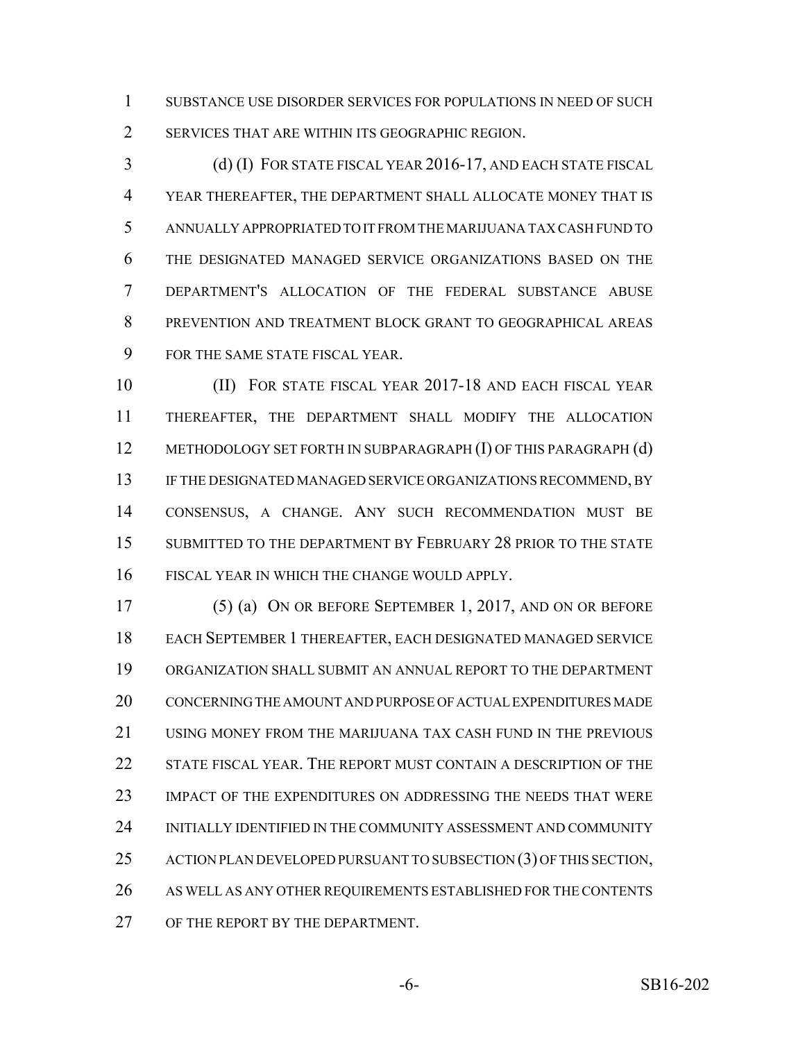SUBSTANCE USE DISORDER SERVICES FOR POPULATIONS IN NEED OF SUCH SERVICES THAT ARE WITHIN ITS GEOGRAPHIC REGION.

(d) (I) FOR STATE FISCAL YEAR 2016-17, AND EACH STATE FISCAL YEAR THEREAFTER, THE DEPARTMENT SHALL ALLOCATE MONEY THAT IS ANNUALLY APPROPRIATED TO IT FROM THE MARIJUANA TAX CASH FUND TO THE DESIGNATED MANAGED SERVICE ORGANIZATIONS BASED ON THE DEPARTMENT'S ALLOCATION OF THE FEDERAL SUBSTANCE ABUSE PREVENTION AND TREATMENT BLOCK GRANT TO GEOGRAPHICAL AREAS FOR THE SAME STATE FISCAL YEAR.

(II) FOR STATE FISCAL YEAR 2017-18 AND EACH FISCAL YEAR THEREAFTER, THE DEPARTMENT SHALL MODIFY THE ALLOCATION METHODOLOGY SET FORTH IN SUBPARAGRAPH (I) OF THIS PARAGRAPH (d) IF THE DESIGNATED MANAGED SERVICE ORGANIZATIONS RECOMMEND, BY CONSENSUS, A CHANGE. ANY SUCH RECOMMENDATION MUST BE SUBMITTED TO THE DEPARTMENT BY FEBRUARY 28 PRIOR TO THE STATE FISCAL YEAR IN WHICH THE CHANGE WOULD APPLY.

(5) (a) ON OR BEFORE SEPTEMBER 1, 2017, AND ON OR BEFORE EACH SEPTEMBER 1 THEREAFTER, EACH DESIGNATED MANAGED SERVICE ORGANIZATION SHALL SUBMIT AN ANNUAL REPORT TO THE DEPARTMENT CONCERNING THE AMOUNT AND PURPOSE OF ACTUAL EXPENDITURES MADE USING MONEY FROM THE MARIJUANA TAX CASH FUND IN THE PREVIOUS STATE FISCAL YEAR. THE REPORT MUST CONTAIN A DESCRIPTION OF THE IMPACT OF THE EXPENDITURES ON ADDRESSING THE NEEDS THAT WERE INITIALLY IDENTIFIED IN THE COMMUNITY ASSESSMENT AND COMMUNITY ACTION PLAN DEVELOPED PURSUANT TO SUBSECTION (3) OF THIS SECTION, AS WELL AS ANY OTHER REQUIREMENTS ESTABLISHED FOR THE CONTENTS OF THE REPORT BY THE DEPARTMENT.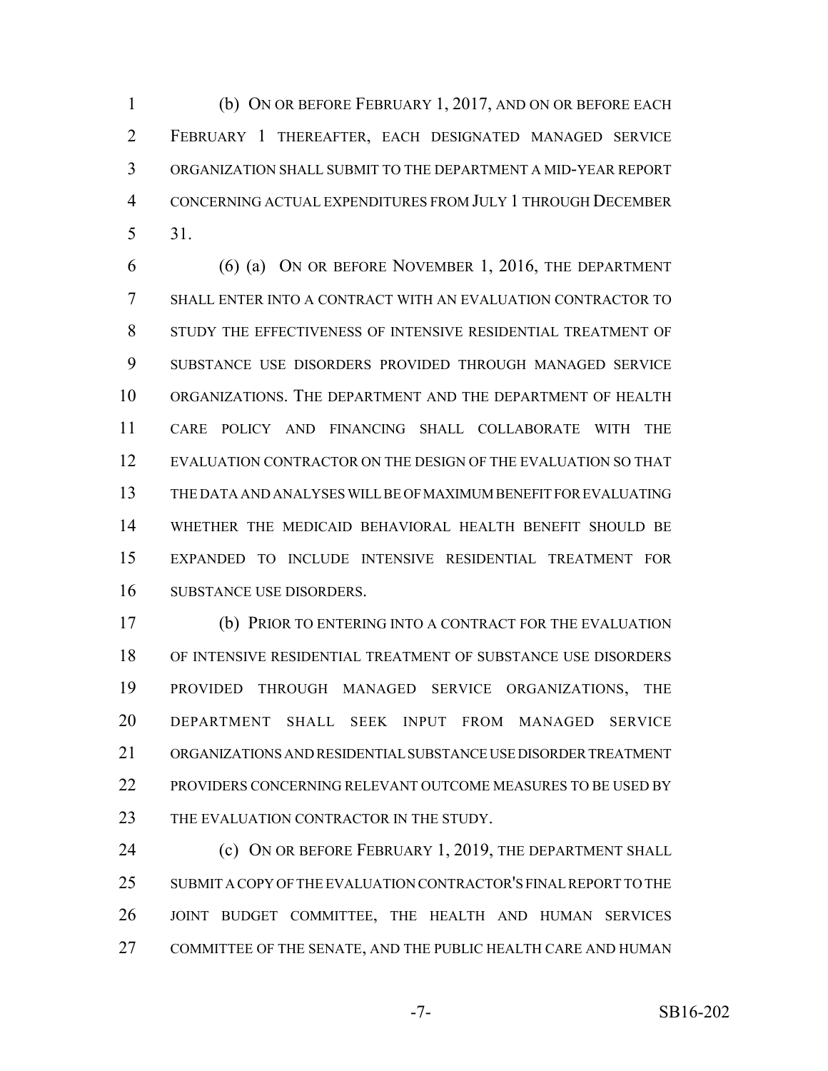(b) ON OR BEFORE FEBRUARY 1, 2017, AND ON OR BEFORE EACH FEBRUARY 1 THEREAFTER, EACH DESIGNATED MANAGED SERVICE ORGANIZATION SHALL SUBMIT TO THE DEPARTMENT A MID-YEAR REPORT CONCERNING ACTUAL EXPENDITURES FROM JULY 1 THROUGH DECEMBER 31.

(6) (a) ON OR BEFORE NOVEMBER 1, 2016, THE DEPARTMENT SHALL ENTER INTO A CONTRACT WITH AN EVALUATION CONTRACTOR TO STUDY THE EFFECTIVENESS OF INTENSIVE RESIDENTIAL TREATMENT OF SUBSTANCE USE DISORDERS PROVIDED THROUGH MANAGED SERVICE ORGANIZATIONS. THE DEPARTMENT AND THE DEPARTMENT OF HEALTH CARE POLICY AND FINANCING SHALL COLLABORATE WITH THE EVALUATION CONTRACTOR ON THE DESIGN OF THE EVALUATION SO THAT THE DATA AND ANALYSES WILL BE OF MAXIMUM BENEFIT FOR EVALUATING WHETHER THE MEDICAID BEHAVIORAL HEALTH BENEFIT SHOULD BE EXPANDED TO INCLUDE INTENSIVE RESIDENTIAL TREATMENT FOR SUBSTANCE USE DISORDERS.

(b) PRIOR TO ENTERING INTO A CONTRACT FOR THE EVALUATION OF INTENSIVE RESIDENTIAL TREATMENT OF SUBSTANCE USE DISORDERS PROVIDED THROUGH MANAGED SERVICE ORGANIZATIONS, THE DEPARTMENT SHALL SEEK INPUT FROM MANAGED SERVICE ORGANIZATIONS AND RESIDENTIAL SUBSTANCE USE DISORDER TREATMENT PROVIDERS CONCERNING RELEVANT OUTCOME MEASURES TO BE USED BY THE EVALUATION CONTRACTOR IN THE STUDY.

(c) ON OR BEFORE FEBRUARY 1, 2019, THE DEPARTMENT SHALL SUBMIT A COPY OF THE EVALUATION CONTRACTOR'S FINAL REPORT TO THE JOINT BUDGET COMMITTEE, THE HEALTH AND HUMAN SERVICES COMMITTEE OF THE SENATE, AND THE PUBLIC HEALTH CARE AND HUMAN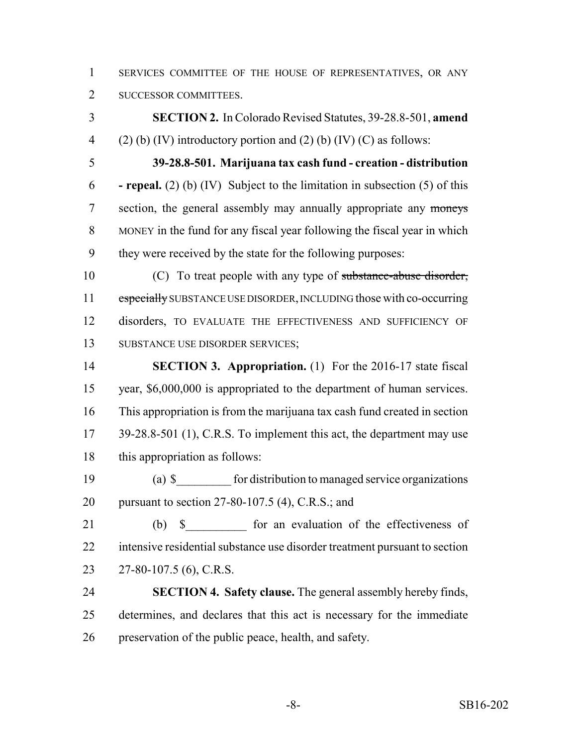SERVICES COMMITTEE OF THE HOUSE OF REPRESENTATIVES, OR ANY SUCCESSOR COMMITTEES.

**SECTION 2.** In Colorado Revised Statutes, 39-28.8-501, **amend** (2) (b) (IV) introductory portion and (2) (b) (IV) (C) as follows:

**39-28.8-501. Marijuana tax cash fund - creation - distribution - repeal.** (2) (b) (IV) Subject to the limitation in subsection (5) of this section, the general assembly may annually appropriate any ~~moneys~~ MONEY in the fund for any fiscal year following the fiscal year in which they were received by the state for the following purposes:

(C) To treat people with any type of ~~substance-abuse disorder, especially~~ SUBSTANCE USE DISORDER, INCLUDING those with co-occurring disorders, TO EVALUATE THE EFFECTIVENESS AND SUFFICIENCY OF SUBSTANCE USE DISORDER SERVICES;

**SECTION 3. Appropriation.** (1) For the 2016-17 state fiscal year, $6,000,000 is appropriated to the department of human services. This appropriation is from the marijuana tax cash fund created in section 39-28.8-501 (1), C.R.S. To implement this act, the department may use this appropriation as follows:

(a) $_________ for distribution to managed service organizations pursuant to section 27-80-107.5 (4), C.R.S.; and

(b) $__________ for an evaluation of the effectiveness of intensive residential substance use disorder treatment pursuant to section 27-80-107.5 (6), C.R.S.

**SECTION 4. Safety clause.** The general assembly hereby finds, determines, and declares that this act is necessary for the immediate preservation of the public peace, health, and safety.